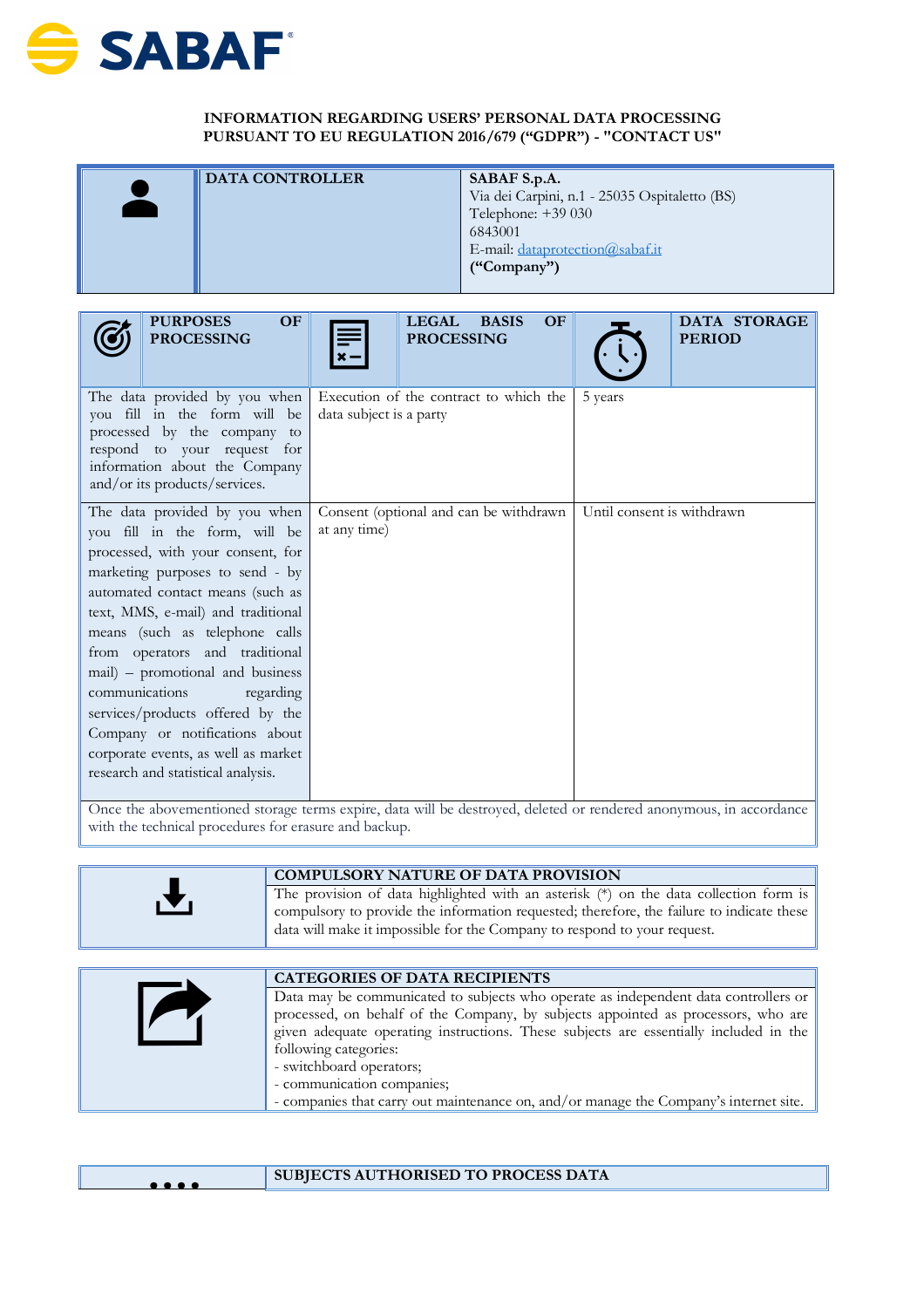**SABAF**

**INFORMATION REGARDING USERS' PERSONAL DATA PROCESSING PURSUANT TO EU REGULATION 2016/679 ("GDPR") - "CONTACT US"**

| DATA CONTROLLER | SABAF S.p.A.<br>Via dei Carpini, n.1 - 25035 Ospitaletto (BS)<br>Telephone: +39 030 6843001<br>E-mail: dataprotection@sabaf.it<br>**("Company")** |
|---|---|

| PURPOSES OF PROCESSING | LEGAL BASIS OF PROCESSING | DATA STORAGE PERIOD |
|---|---|---|
| The data provided by you when you fill in the form will be processed by the company to respond to your request for information about the Company and/or its products/services. | Execution of the contract to which the data subject is a party | 5 years |
| The data provided by you when you fill in the form, will be processed, with your consent, for marketing purposes to send - by automated contact means (such as text, MMS, e-mail) and traditional means (such as telephone calls from operators and traditional mail) – promotional and business communications regarding services/products offered by the Company or notifications about corporate events, as well as market research and statistical analysis. | Consent (optional and can be withdrawn at any time) | Until consent is withdrawn |
| Once the abovementioned storage terms expire, data will be destroyed, deleted or rendered anonymous, in accordance with the technical procedures for erasure and backup. | | |

**COMPULSORY NATURE OF DATA PROVISION**

The provision of data highlighted with an asterisk (*) on the data collection form is compulsory to provide the information requested; therefore, the failure to indicate these data will make it impossible for the Company to respond to your request.

**CATEGORIES OF DATA RECIPIENTS**

Data may be communicated to subjects who operate as independent data controllers or processed, on behalf of the Company, by subjects appointed as processors, who are given adequate operating instructions. These subjects are essentially included in the following categories:

- switchboard operators;
- communication companies;
- companies that carry out maintenance on, and/or manage the Company's internet site.

**SUBJECTS AUTHORISED TO PROCESS DATA**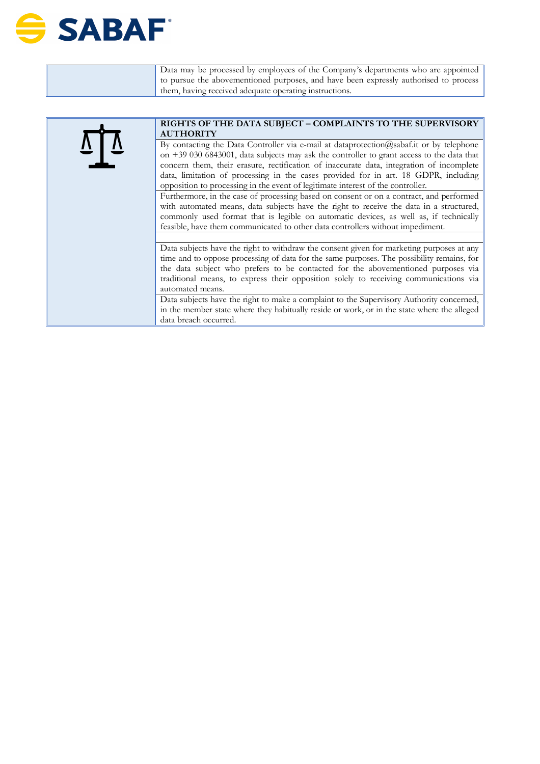Data may be processed by employees of the Company's departments who are appointed to pursue the abovementioned purposes, and have been expressly authorised to process them, having received adequate operating instructions.

## RIGHTS OF THE DATA SUBJECT – COMPLAINTS TO THE SUPERVISORY AUTHORITY

By contacting the Data Controller via e-mail at dataprotection@sabaf.it or by telephone on +39 030 6843001, data subjects may ask the controller to grant access to the data that concern them, their erasure, rectification of inaccurate data, integration of incomplete data, limitation of processing in the cases provided for in art. 18 GDPR, including opposition to processing in the event of legitimate interest of the controller.

Furthermore, in the case of processing based on consent or on a contract, and performed with automated means, data subjects have the right to receive the data in a structured, commonly used format that is legible on automatic devices, as well as, if technically feasible, have them communicated to other data controllers without impediment.

Data subjects have the right to withdraw the consent given for marketing purposes at any time and to oppose processing of data for the same purposes. The possibility remains, for the data subject who prefers to be contacted for the abovementioned purposes via traditional means, to express their opposition solely to receiving communications via automated means.

Data subjects have the right to make a complaint to the Supervisory Authority concerned, in the member state where they habitually reside or work, or in the state where the alleged data breach occurred.